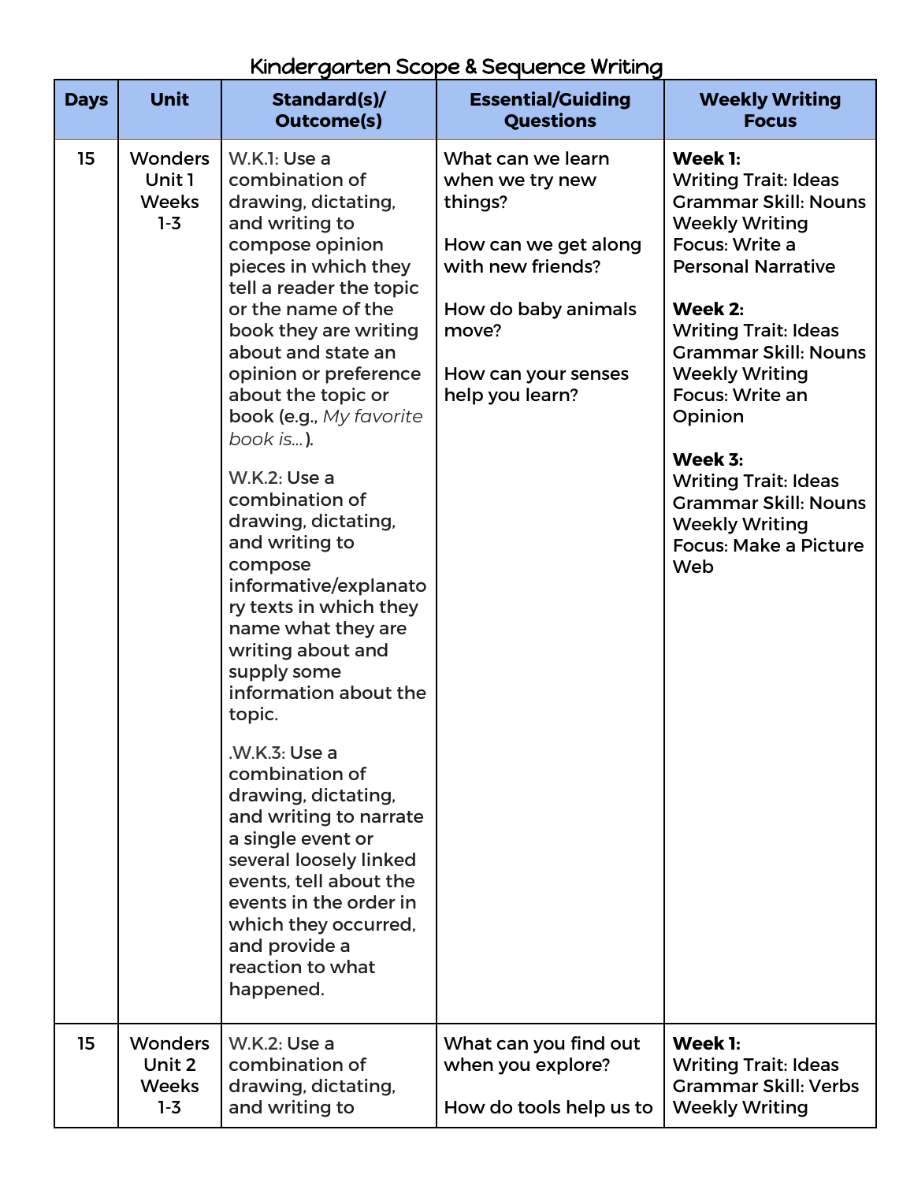# Kindergarten Scope & Sequence Writing

| Days | Unit | Standard(s)/ Outcome(s) | Essential/Guiding Questions | Weekly Writing Focus |
|---|---|---|---|---|
| 15 | Wonders Unit 1 Weeks 1-3 | W.K.1: Use a combination of drawing, dictating, and writing to compose opinion pieces in which they tell a reader the topic or the name of the book they are writing about and state an opinion or preference about the topic or book (e.g., *My favorite book is...*).<br><br>W.K.2: Use a combination of drawing, dictating, and writing to compose informative/explanatory texts in which they name what they are writing about and supply some information about the topic.<br><br>.W.K.3: Use a combination of drawing, dictating, and writing to narrate a single event or several loosely linked events, tell about the events in the order in which they occurred, and provide a reaction to what happened. | What can we learn when we try new things?<br><br>How can we get along with new friends?<br><br>How do baby animals move?<br><br>How can your senses help you learn? | **Week 1:**<br>Writing Trait: Ideas<br>Grammar Skill: Nouns<br>Weekly Writing Focus: Write a Personal Narrative<br><br>**Week 2:**<br>Writing Trait: Ideas<br>Grammar Skill: Nouns<br>Weekly Writing Focus: Write an Opinion<br><br>**Week 3:**<br>Writing Trait: Ideas<br>Grammar Skill: Nouns<br>Weekly Writing Focus: Make a Picture Web |
| 15 | Wonders Unit 2 Weeks 1-3 | W.K.2: Use a combination of drawing, dictating, and writing to | What can you find out when you explore?<br><br>How do tools help us to | **Week 1:**<br>Writing Trait: Ideas<br>Grammar Skill: Verbs<br>Weekly Writing |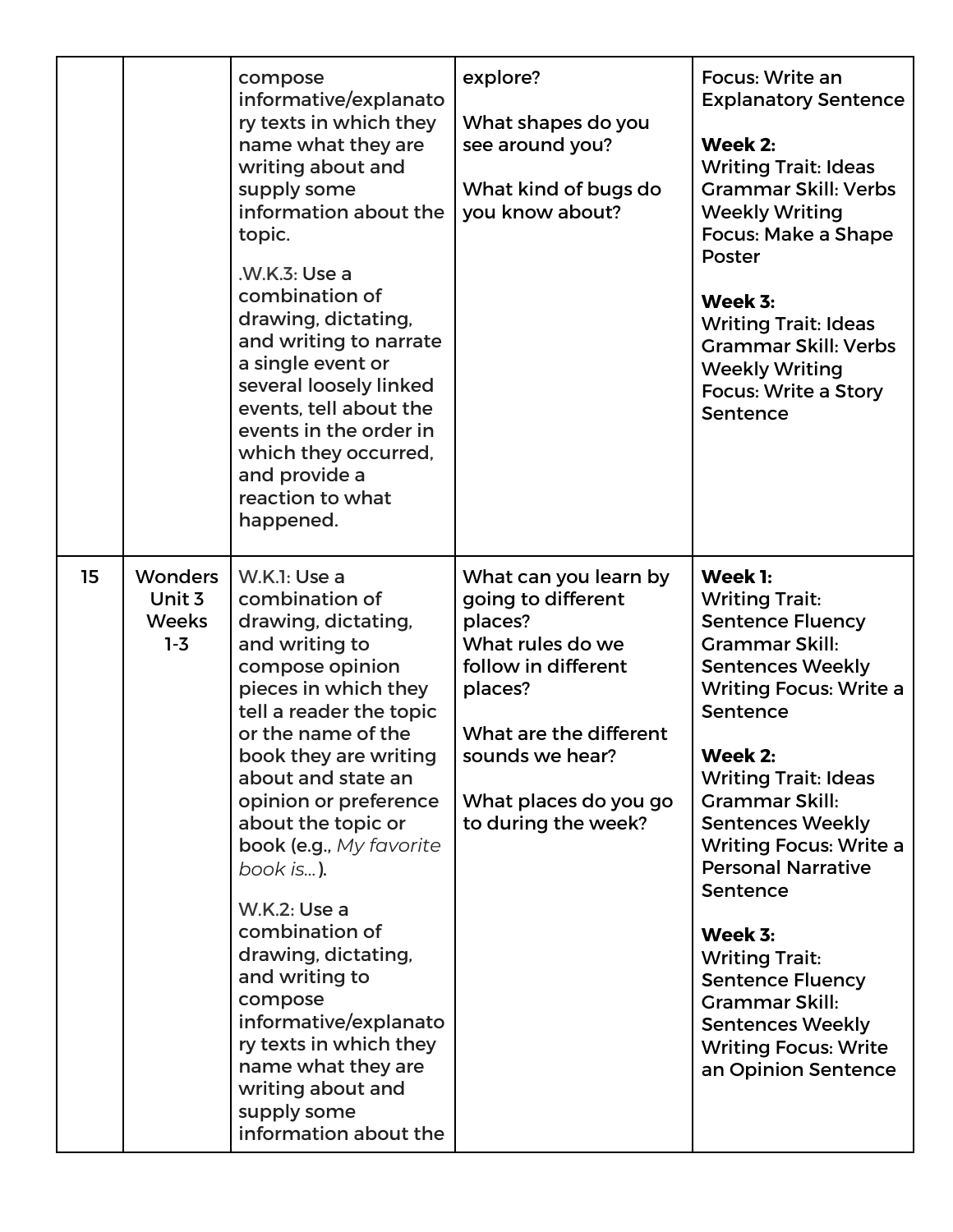| | | | | |
|---|---|---|---|---|
| | | compose informative/explanatory texts in which they name what they are writing about and supply some information about the topic.<br><br>.W.K.3: Use a combination of drawing, dictating, and writing to narrate a single event or several loosely linked events, tell about the events in the order in which they occurred, and provide a reaction to what happened. | explore?<br><br>What shapes do you see around you?<br><br>What kind of bugs do you know about? | Focus: Write an Explanatory Sentence<br><br>**Week 2:**<br>Writing Trait: Ideas<br>Grammar Skill: Verbs<br>Weekly Writing Focus: Make a Shape Poster<br><br>**Week 3:**<br>Writing Trait: Ideas<br>Grammar Skill: Verbs<br>Weekly Writing Focus: Write a Story Sentence |
| 15 | Wonders Unit 3 Weeks 1-3 | W.K.1: Use a combination of drawing, dictating, and writing to compose opinion pieces in which they tell a reader the topic or the name of the book they are writing about and state an opinion or preference about the topic or book (e.g., *My favorite book is...*).<br><br>W.K.2: Use a combination of drawing, dictating, and writing to compose informative/explanatory texts in which they name what they are writing about and supply some information about the | What can you learn by going to different places?<br>What rules do we follow in different places?<br><br>What are the different sounds we hear?<br><br>What places do you go to during the week? | **Week 1:**<br>Writing Trait: Sentence Fluency<br>Grammar Skill: Sentences Weekly Writing Focus: Write a Sentence<br><br>**Week 2:**<br>Writing Trait: Ideas<br>Grammar Skill: Sentences Weekly Writing Focus: Write a Personal Narrative Sentence<br><br>**Week 3:**<br>Writing Trait: Sentence Fluency<br>Grammar Skill: Sentences Weekly Writing Focus: Write an Opinion Sentence |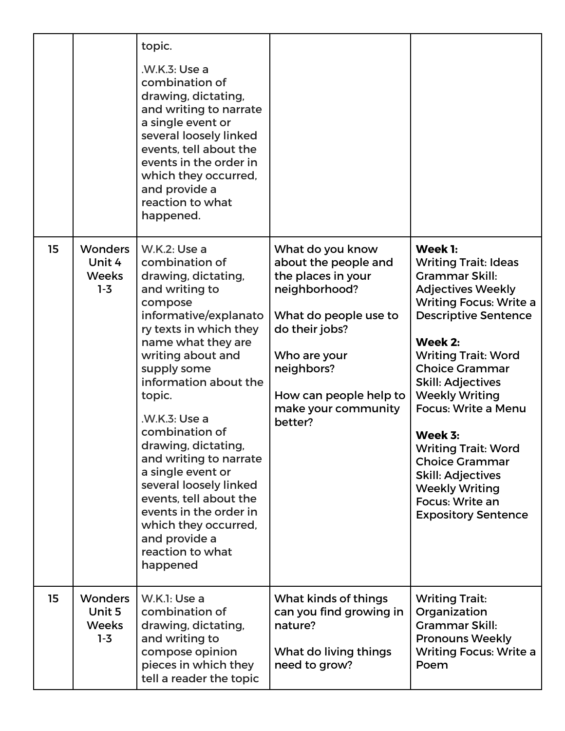| | | | | |
|---|---|---|---|---|
| | | topic.<br><br>.W.K.3: Use a combination of drawing, dictating, and writing to narrate a single event or several loosely linked events, tell about the events in the order in which they occurred, and provide a reaction to what happened. | | |
| 15 | Wonders Unit 4 Weeks 1-3 | W.K.2: Use a combination of drawing, dictating, and writing to compose informative/explanatory texts in which they name what they are writing about and supply some information about the topic.<br><br>.W.K.3: Use a combination of drawing, dictating, and writing to narrate a single event or several loosely linked events, tell about the events in the order in which they occurred, and provide a reaction to what happened | What do you know about the people and the places in your neighborhood?<br><br>What do people use to do their jobs?<br><br>Who are your neighbors?<br><br>How can people help to make your community better? | **Week 1:**<br>Writing Trait: Ideas Grammar Skill: Adjectives Weekly Writing Focus: Write a Descriptive Sentence<br><br>**Week 2:**<br>Writing Trait: Word Choice Grammar Skill: Adjectives Weekly Writing Focus: Write a Menu<br><br>**Week 3:**<br>Writing Trait: Word Choice Grammar Skill: Adjectives Weekly Writing Focus: Write an Expository Sentence |
| 15 | Wonders Unit 5 Weeks 1-3 | W.K.1: Use a combination of drawing, dictating, and writing to compose opinion pieces in which they tell a reader the topic | What kinds of things can you find growing in nature?<br><br>What do living things need to grow? | Writing Trait: Organization Grammar Skill: Pronouns Weekly Writing Focus: Write a Poem |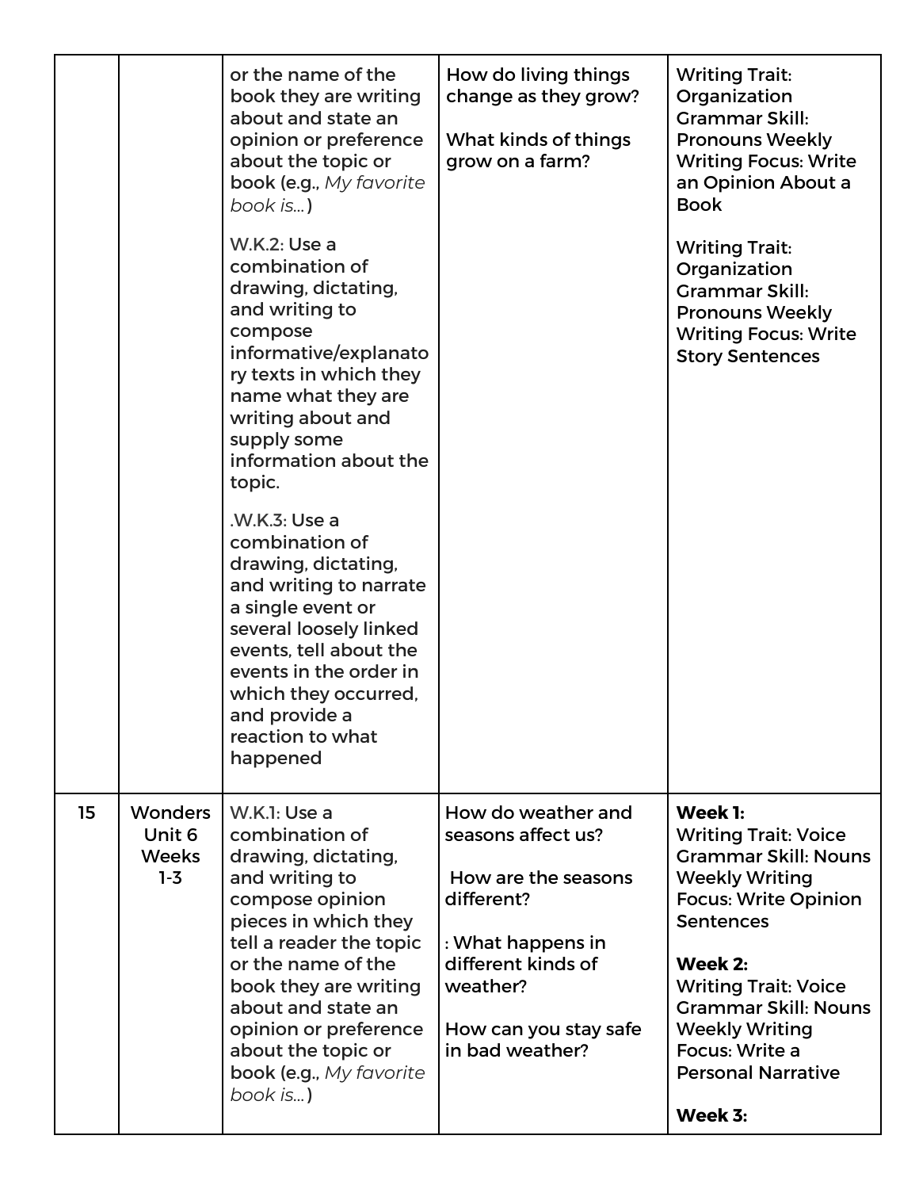| | | | | |
|---|---|---|---|---|
| | | or the name of the book they are writing about and state an opinion or preference about the topic or book (e.g., *My favorite book is…*)<br><br>W.K.2: Use a combination of drawing, dictating, and writing to compose informative/explanatory texts in which they name what they are writing about and supply some information about the topic.<br><br>.W.K.3: Use a combination of drawing, dictating, and writing to narrate a single event or several loosely linked events, tell about the events in the order in which they occurred, and provide a reaction to what happened | How do living things change as they grow?<br><br>What kinds of things grow on a farm? | Writing Trait: Organization Grammar Skill: Pronouns Weekly Writing Focus: Write an Opinion About a Book<br><br>Writing Trait: Organization Grammar Skill: Pronouns Weekly Writing Focus: Write Story Sentences |
| 15 | Wonders Unit 6 Weeks 1-3 | W.K.1: Use a combination of drawing, dictating, and writing to compose opinion pieces in which they tell a reader the topic or the name of the book they are writing about and state an opinion or preference about the topic or book (e.g., *My favorite book is…*) | How do weather and seasons affect us?<br><br>How are the seasons different?<br><br>: What happens in different kinds of weather?<br><br>How can you stay safe in bad weather? | **Week 1:**<br>Writing Trait: Voice Grammar Skill: Nouns Weekly Writing Focus: Write Opinion Sentences<br><br>**Week 2:**<br>Writing Trait: Voice Grammar Skill: Nouns Weekly Writing Focus: Write a Personal Narrative<br><br>**Week 3:** |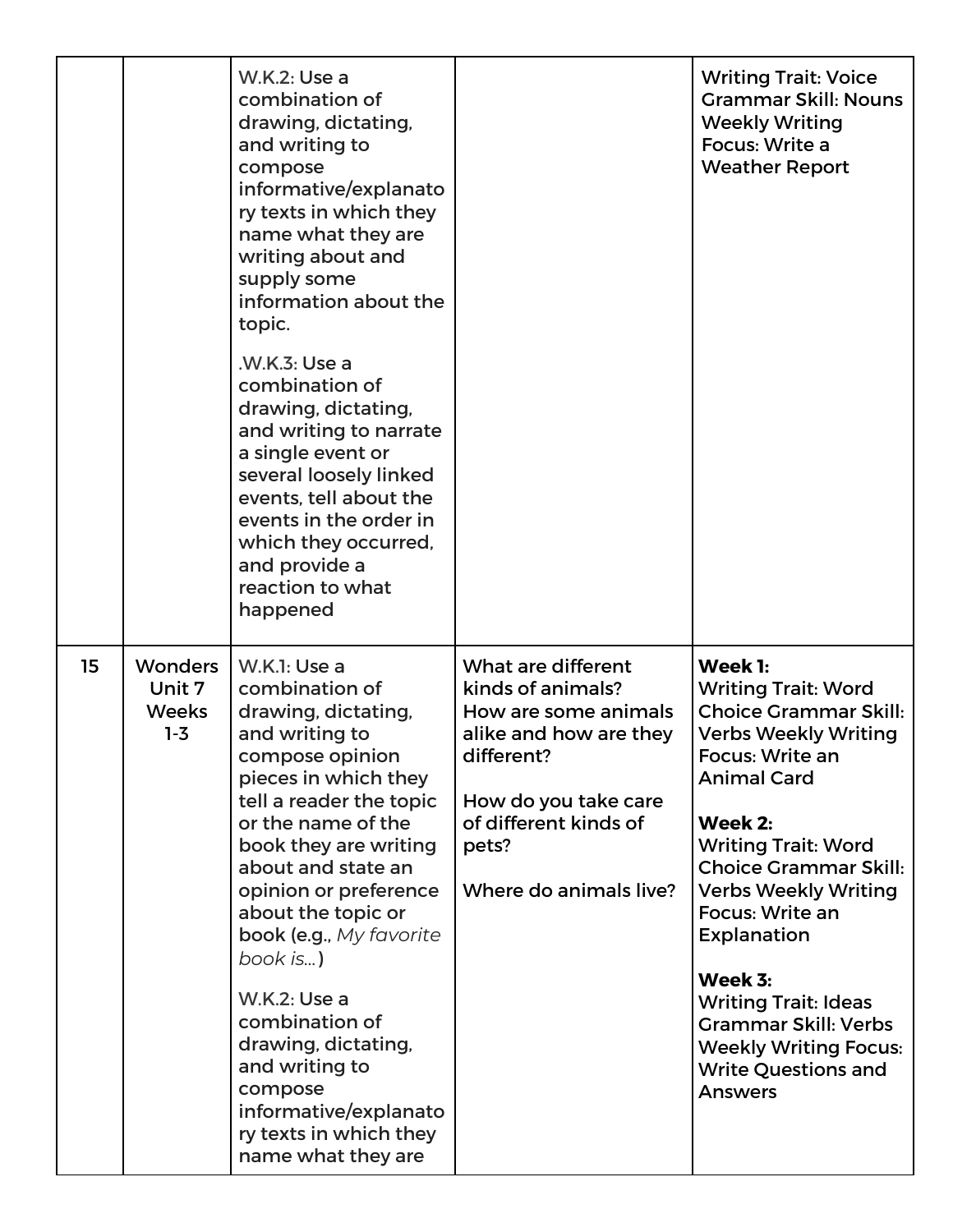| | | | | |
|---|---|---|---|---|
| | | W.K.2: Use a combination of drawing, dictating, and writing to compose informative/explanatory texts in which they name what they are writing about and supply some information about the topic.<br><br>.W.K.3: Use a combination of drawing, dictating, and writing to narrate a single event or several loosely linked events, tell about the events in the order in which they occurred, and provide a reaction to what happened | | Writing Trait: Voice Grammar Skill: Nouns Weekly Writing Focus: Write a Weather Report |
| 15 | Wonders Unit 7 Weeks 1-3 | W.K.1: Use a combination of drawing, dictating, and writing to compose opinion pieces in which they tell a reader the topic or the name of the book they are writing about and state an opinion or preference about the topic or book (e.g., *My favorite book is...*)<br><br>W.K.2: Use a combination of drawing, dictating, and writing to compose informative/explanatory texts in which they name what they are | What are different kinds of animals? How are some animals alike and how are they different?<br><br>How do you take care of different kinds of pets?<br><br>Where do animals live? | **Week 1:**<br>Writing Trait: Word Choice Grammar Skill: Verbs Weekly Writing Focus: Write an Animal Card<br><br>**Week 2:**<br>Writing Trait: Word Choice Grammar Skill: Verbs Weekly Writing Focus: Write an Explanation<br><br>**Week 3:**<br>Writing Trait: Ideas Grammar Skill: Verbs Weekly Writing Focus: Write Questions and Answers |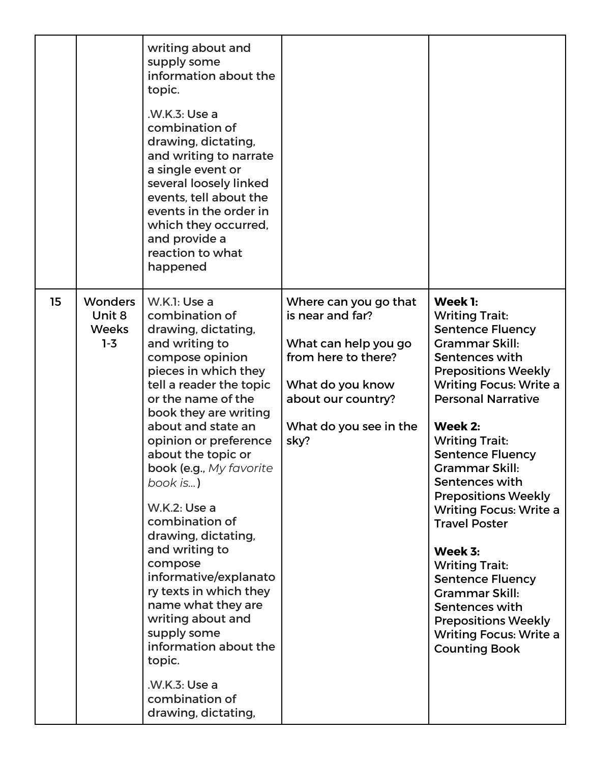| | | | | |
|---|---|---|---|---|
| | | writing about and supply some information about the topic.<br><br>.W.K.3: Use a combination of drawing, dictating, and writing to narrate a single event or several loosely linked events, tell about the events in the order in which they occurred, and provide a reaction to what happened | | |
| 15 | Wonders Unit 8 Weeks 1-3 | W.K.1: Use a combination of drawing, dictating, and writing to compose opinion pieces in which they tell a reader the topic or the name of the book they are writing about and state an opinion or preference about the topic or book (e.g., *My favorite book is...*)<br><br>W.K.2: Use a combination of drawing, dictating, and writing to compose informative/explanatory texts in which they name what they are writing about and supply some information about the topic.<br><br>.W.K.3: Use a combination of drawing, dictating, | Where can you go that is near and far?<br><br>What can help you go from here to there?<br><br>What do you know about our country?<br><br>What do you see in the sky? | **Week 1:** Writing Trait: Sentence Fluency Grammar Skill: Sentences with Prepositions Weekly Writing Focus: Write a Personal Narrative<br><br>**Week 2:** Writing Trait: Sentence Fluency Grammar Skill: Sentences with Prepositions Weekly Writing Focus: Write a Travel Poster<br><br>**Week 3:** Writing Trait: Sentence Fluency Grammar Skill: Sentences with Prepositions Weekly Writing Focus: Write a Counting Book |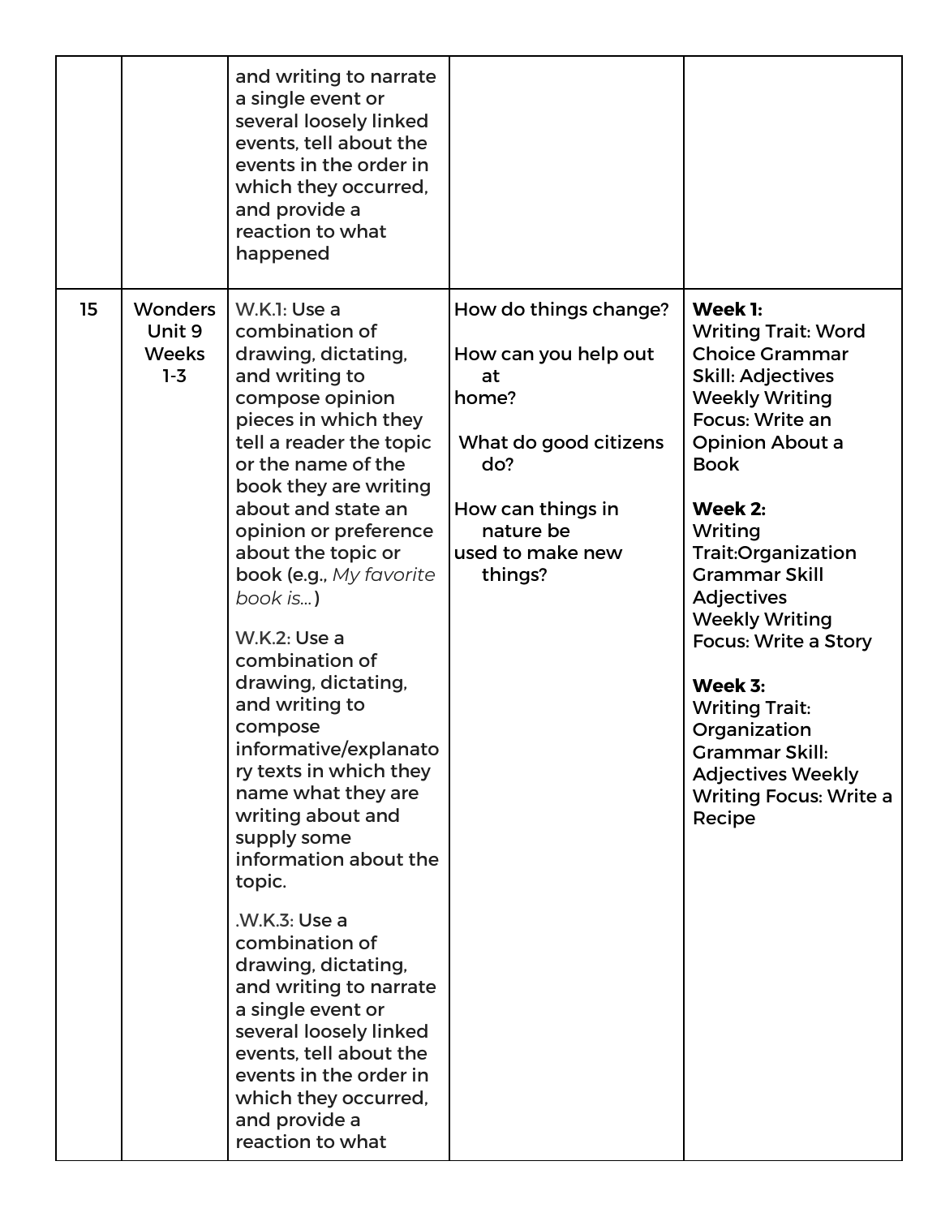|  |  |  |  |  |
|---|---|---|---|---|
|  |  | and writing to narrate a single event or several loosely linked events, tell about the events in the order in which they occurred, and provide a reaction to what happened |  |  |
| 15 | Wonders Unit 9 Weeks 1-3 | W.K.1: Use a combination of drawing, dictating, and writing to compose opinion pieces in which they tell a reader the topic or the name of the book they are writing about and state an opinion or preference about the topic or book (e.g., *My favorite book is...*)<br><br>W.K.2: Use a combination of drawing, dictating, and writing to compose informative/explanatory texts in which they name what they are writing about and supply some information about the topic.<br><br>.W.K.3: Use a combination of drawing, dictating, and writing to narrate a single event or several loosely linked events, tell about the events in the order in which they occurred, and provide a reaction to what | How do things change?<br><br>How can you help out at home?<br><br>What do good citizens do?<br><br>How can things in nature be used to make new things? | **Week 1:**<br>Writing Trait: Word Choice Grammar Skill: Adjectives Weekly Writing Focus: Write an Opinion About a Book<br><br>**Week 2:**<br>Writing Trait:Organization Grammar Skill Adjectives Weekly Writing Focus: Write a Story<br><br>**Week 3:**<br>Writing Trait: Organization Grammar Skill: Adjectives Weekly Writing Focus: Write a Recipe |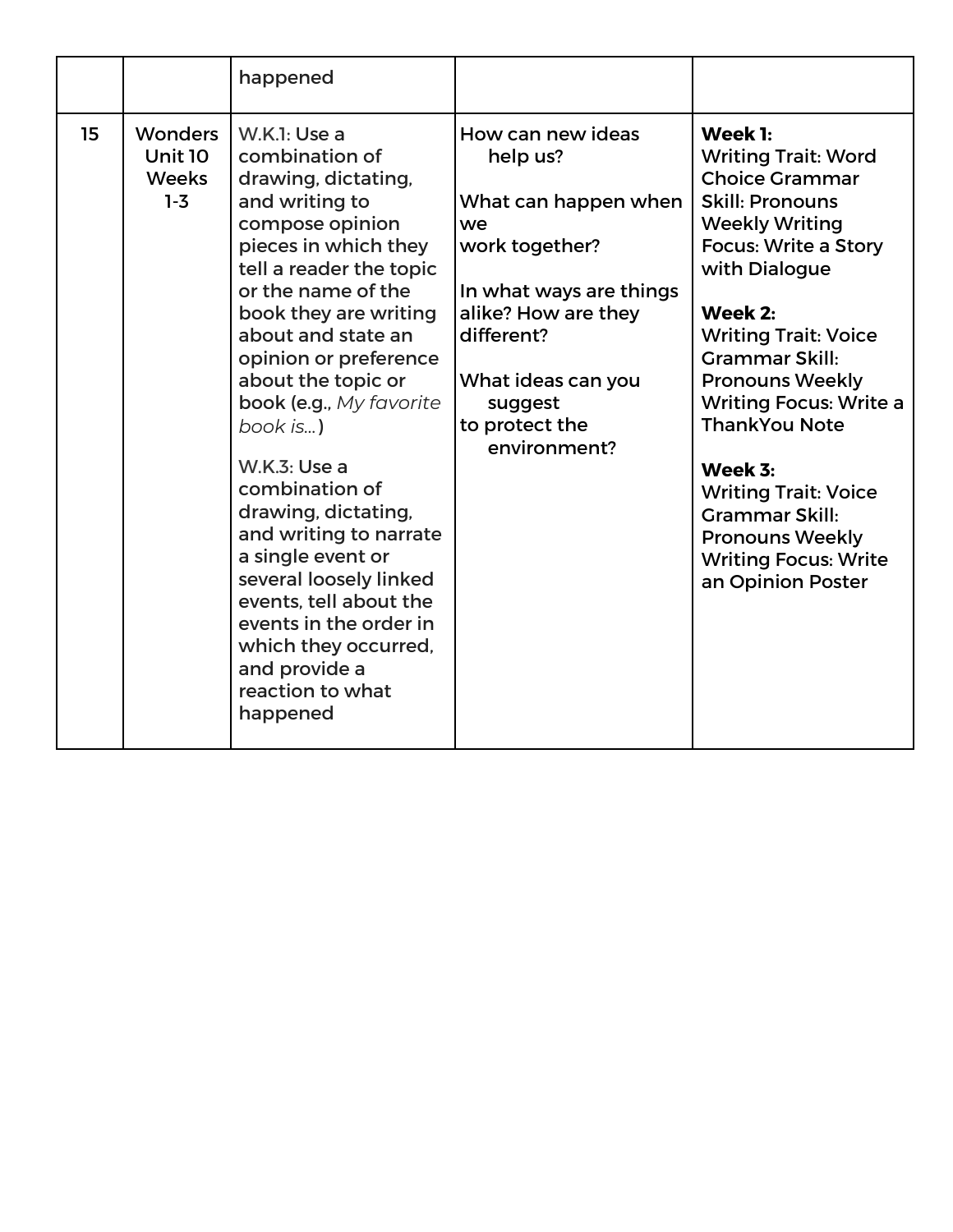| | | | | |
|---|---|---|---|---|
| | | happened | | |
| 15 | Wonders Unit 10 Weeks 1-3 | W.K.1: Use a combination of drawing, dictating, and writing to compose opinion pieces in which they tell a reader the topic or the name of the book they are writing about and state an opinion or preference about the topic or book (e.g., *My favorite book is...*)<br><br>W.K.3: Use a combination of drawing, dictating, and writing to narrate a single event or several loosely linked events, tell about the events in the order in which they occurred, and provide a reaction to what happened | How can new ideas help us?<br><br>What can happen when we work together?<br><br>In what ways are things alike? How are they different?<br><br>What ideas can you suggest to protect the environment? | **Week 1:**<br>Writing Trait: Word Choice Grammar Skill: Pronouns Weekly Writing Focus: Write a Story with Dialogue<br><br>**Week 2:**<br>Writing Trait: Voice Grammar Skill: Pronouns Weekly Writing Focus: Write a ThankYou Note<br><br>**Week 3:**<br>Writing Trait: Voice Grammar Skill: Pronouns Weekly Writing Focus: Write an Opinion Poster |